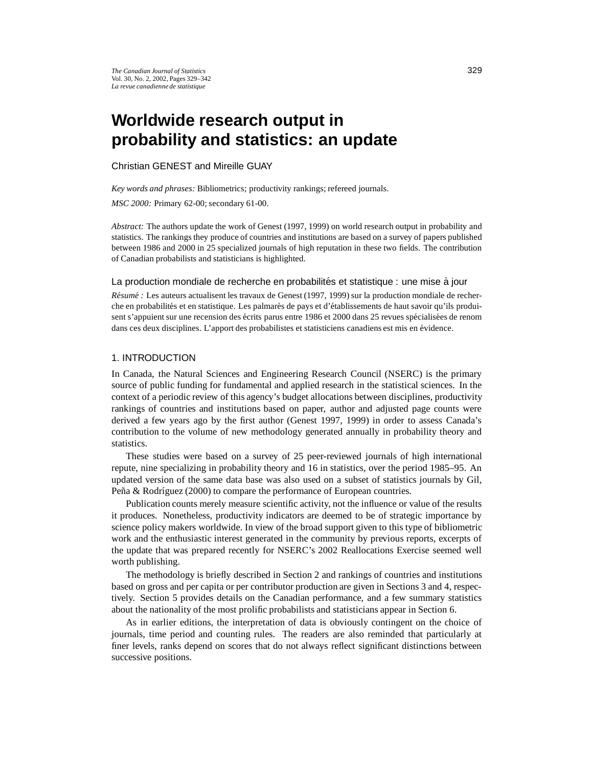# Worldwide research output in probability and statistics: an update

Christian GENEST and Mireille GUAY

*Key words and phrases:* Bibliometrics; productivity rankings; refereed journals.

*MSC 2000:* Primary 62-00; secondary 61-00.

*Abstract:* The authors update the work of Genest (1997, 1999) on world research output in probability and statistics. The rankings they produce of countries and institutions are based on a survey of papers published between 1986 and 2000 in 25 specialized journals of high reputation in these two fields. The contribution of Canadian probabilists and statisticians is highlighted.

### La production mondiale de recherche en probabilités et statistique : une mise à jour

*Résumé :* Les auteurs actualisent les travaux de Genest (1997, 1999) sur la production mondiale de recherche en probabilités et en statistique. Les palmarès de pays et d'établissements de haut savoir qu'ils produisent s'appuient sur une recension des écrits parus entre 1986 et 2000 dans 25 revues spécialisées de renom dans ces deux disciplines. L'apport des probabilistes et statisticiens canadiens est mis en évidence.

## 1. INTRODUCTION

In Canada, the Natural Sciences and Engineering Research Council (NSERC) is the primary source of public funding for fundamental and applied research in the statistical sciences. In the context of a periodic review of this agency's budget allocations between disciplines, productivity rankings of countries and institutions based on paper, author and adjusted page counts were derived a few years ago by the first author (Genest 1997, 1999) in order to assess Canada's contribution to the volume of new methodology generated annually in probability theory and statistics.

These studies were based on a survey of 25 peer-reviewed journals of high international repute, nine specializing in probability theory and 16 in statistics, over the period 1985–95. An updated version of the same data base was also used on a subset of statistics journals by Gil, Peña & Rodríguez (2000) to compare the performance of European countries.

Publication counts merely measure scientific activity, not the influence or value of the results it produces. Nonetheless, productivity indicators are deemed to be of strategic importance by science policy makers worldwide. In view of the broad support given to this type of bibliometric work and the enthusiastic interest generated in the community by previous reports, excerpts of the update that was prepared recently for NSERC's 2002 Reallocations Exercise seemed well worth publishing.

The methodology is briefly described in Section 2 and rankings of countries and institutions based on gross and per capita or per contributor production are given in Sections 3 and 4, respectively. Section 5 provides details on the Canadian performance, and a few summary statistics about the nationality of the most prolific probabilists and statisticians appear in Section 6.

As in earlier editions, the interpretation of data is obviously contingent on the choice of journals, time period and counting rules. The readers are also reminded that particularly at finer levels, ranks depend on scores that do not always reflect significant distinctions between successive positions.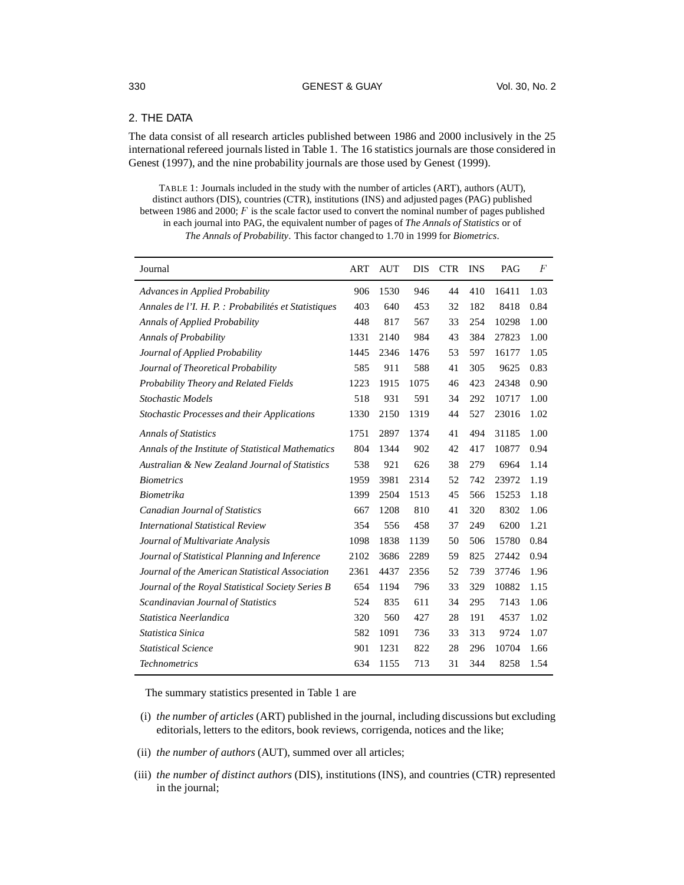## 2. THE DATA

The data consist of all research articles published between 1986 and 2000 inclusively in the 25 international refereed journals listed in Table 1. The 16 statistics journals are those considered in Genest (1997), and the nine probability journals are those used by Genest (1999).

TABLE 1: Journals included in the study with the number of articles (ART), authors (AUT), distinct authors (DIS), countries (CTR), institutions (INS) and adjusted pages (PAG) published between 1986 and 2000; $F$ is the scale factor used to convert the nominal number of pages published in each journal into PAG, the equivalent number of pages of *The Annals of Statistics* or of *The Annals of Probability*. This factor changed to 1.70 in 1999 for *Biometrics*.

| Journal | ART | AUT | DIS | CTR | INS | PAG | $F$ |
|---|---|---|---|---|---|---|---|
| *Advances in Applied Probability* | 906 | 1530 | 946 | 44 | 410 | 16411 | 1.03 |
| *Annales de l'I. H. P. : Probabilités et Statistiques* | 403 | 640 | 453 | 32 | 182 | 8418 | 0.84 |
| *Annals of Applied Probability* | 448 | 817 | 567 | 33 | 254 | 10298 | 1.00 |
| *Annals of Probability* | 1331 | 2140 | 984 | 43 | 384 | 27823 | 1.00 |
| *Journal of Applied Probability* | 1445 | 2346 | 1476 | 53 | 597 | 16177 | 1.05 |
| *Journal of Theoretical Probability* | 585 | 911 | 588 | 41 | 305 | 9625 | 0.83 |
| *Probability Theory and Related Fields* | 1223 | 1915 | 1075 | 46 | 423 | 24348 | 0.90 |
| *Stochastic Models* | 518 | 931 | 591 | 34 | 292 | 10717 | 1.00 |
| *Stochastic Processes and their Applications* | 1330 | 2150 | 1319 | 44 | 527 | 23016 | 1.02 |
| *Annals of Statistics* | 1751 | 2897 | 1374 | 41 | 494 | 31185 | 1.00 |
| *Annals of the Institute of Statistical Mathematics* | 804 | 1344 | 902 | 42 | 417 | 10877 | 0.94 |
| *Australian & New Zealand Journal of Statistics* | 538 | 921 | 626 | 38 | 279 | 6964 | 1.14 |
| *Biometrics* | 1959 | 3981 | 2314 | 52 | 742 | 23972 | 1.19 |
| *Biometrika* | 1399 | 2504 | 1513 | 45 | 566 | 15253 | 1.18 |
| *Canadian Journal of Statistics* | 667 | 1208 | 810 | 41 | 320 | 8302 | 1.06 |
| *International Statistical Review* | 354 | 556 | 458 | 37 | 249 | 6200 | 1.21 |
| *Journal of Multivariate Analysis* | 1098 | 1838 | 1139 | 50 | 506 | 15780 | 0.84 |
| *Journal of Statistical Planning and Inference* | 2102 | 3686 | 2289 | 59 | 825 | 27442 | 0.94 |
| *Journal of the American Statistical Association* | 2361 | 4437 | 2356 | 52 | 739 | 37746 | 1.96 |
| *Journal of the Royal Statistical Society Series B* | 654 | 1194 | 796 | 33 | 329 | 10882 | 1.15 |
| *Scandinavian Journal of Statistics* | 524 | 835 | 611 | 34 | 295 | 7143 | 1.06 |
| *Statistica Neerlandica* | 320 | 560 | 427 | 28 | 191 | 4537 | 1.02 |
| *Statistica Sinica* | 582 | 1091 | 736 | 33 | 313 | 9724 | 1.07 |
| *Statistical Science* | 901 | 1231 | 822 | 28 | 296 | 10704 | 1.66 |
| *Technometrics* | 634 | 1155 | 713 | 31 | 344 | 8258 | 1.54 |

The summary statistics presented in Table 1 are

(i) *the number of articles* (ART) published in the journal, including discussions but excluding editorials, letters to the editors, book reviews, corrigenda, notices and the like;

(ii) *the number of authors* (AUT), summed over all articles;

(iii) *the number of distinct authors* (DIS), institutions (INS), and countries (CTR) represented in the journal;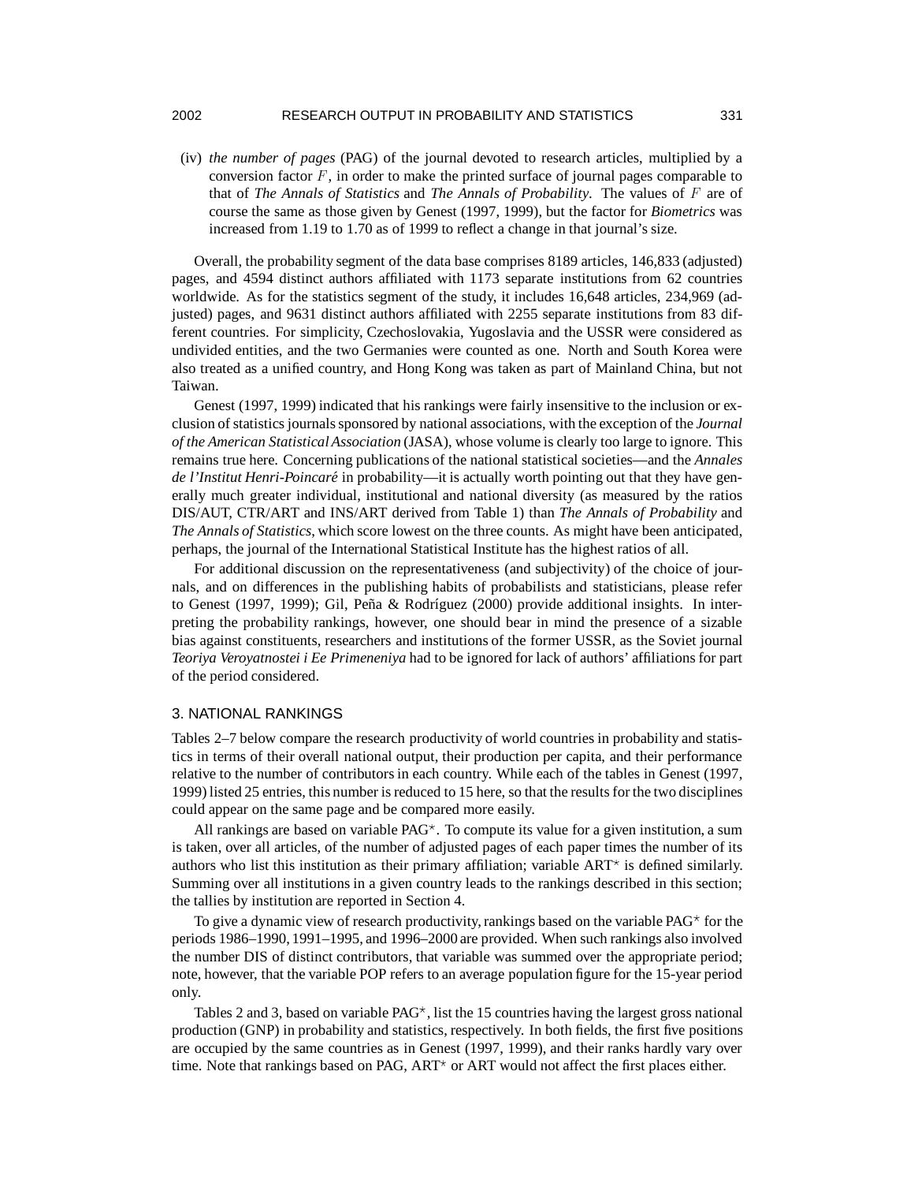(iv) *the number of pages* (PAG) of the journal devoted to research articles, multiplied by a conversion factor $F$, in order to make the printed surface of journal pages comparable to that of *The Annals of Statistics* and *The Annals of Probability*. The values of $F$ are of course the same as those given by Genest (1997, 1999), but the factor for *Biometrics* was increased from 1.19 to 1.70 as of 1999 to reflect a change in that journal's size.

Overall, the probability segment of the data base comprises 8189 articles, 146,833 (adjusted) pages, and 4594 distinct authors affiliated with 1173 separate institutions from 62 countries worldwide. As for the statistics segment of the study, it includes 16,648 articles, 234,969 (adjusted) pages, and 9631 distinct authors affiliated with 2255 separate institutions from 83 different countries. For simplicity, Czechoslovakia, Yugoslavia and the USSR were considered as undivided entities, and the two Germanies were counted as one. North and South Korea were also treated as a unified country, and Hong Kong was taken as part of Mainland China, but not Taiwan.

Genest (1997, 1999) indicated that his rankings were fairly insensitive to the inclusion or exclusion of statistics journals sponsored by national associations, with the exception of the *Journal of the American Statistical Association* (JASA), whose volume is clearly too large to ignore. This remains true here. Concerning publications of the national statistical societies—and the *Annales de l'Institut Henri-Poincaré* in probability—it is actually worth pointing out that they have generally much greater individual, institutional and national diversity (as measured by the ratios DIS/AUT, CTR/ART and INS/ART derived from Table 1) than *The Annals of Probability* and *The Annals of Statistics*, which score lowest on the three counts. As might have been anticipated, perhaps, the journal of the International Statistical Institute has the highest ratios of all.

For additional discussion on the representativeness (and subjectivity) of the choice of journals, and on differences in the publishing habits of probabilists and statisticians, please refer to Genest (1997, 1999); Gil, Peña & Rodríguez (2000) provide additional insights. In interpreting the probability rankings, however, one should bear in mind the presence of a sizable bias against constituents, researchers and institutions of the former USSR, as the Soviet journal *Teoriya Veroyatnostei i Ee Primeneniya* had to be ignored for lack of authors' affiliations for part of the period considered.

## 3. NATIONAL RANKINGS

Tables 2–7 below compare the research productivity of world countries in probability and statistics in terms of their overall national output, their production per capita, and their performance relative to the number of contributors in each country. While each of the tables in Genest (1997, 1999) listed 25 entries, this number is reduced to 15 here, so that the results for the two disciplines could appear on the same page and be compared more easily.

All rankings are based on variable PAG$^\star$. To compute its value for a given institution, a sum is taken, over all articles, of the number of adjusted pages of each paper times the number of its authors who list this institution as their primary affiliation; variable ART$^\star$ is defined similarly. Summing over all institutions in a given country leads to the rankings described in this section; the tallies by institution are reported in Section 4.

To give a dynamic view of research productivity, rankings based on the variable PAG$^\star$ for the periods 1986–1990, 1991–1995, and 1996–2000 are provided. When such rankings also involved the number DIS of distinct contributors, that variable was summed over the appropriate period; note, however, that the variable POP refers to an average population figure for the 15-year period only.

Tables 2 and 3, based on variable PAG$^\star$, list the 15 countries having the largest gross national production (GNP) in probability and statistics, respectively. In both fields, the first five positions are occupied by the same countries as in Genest (1997, 1999), and their ranks hardly vary over time. Note that rankings based on PAG, ART$^\star$ or ART would not affect the first places either.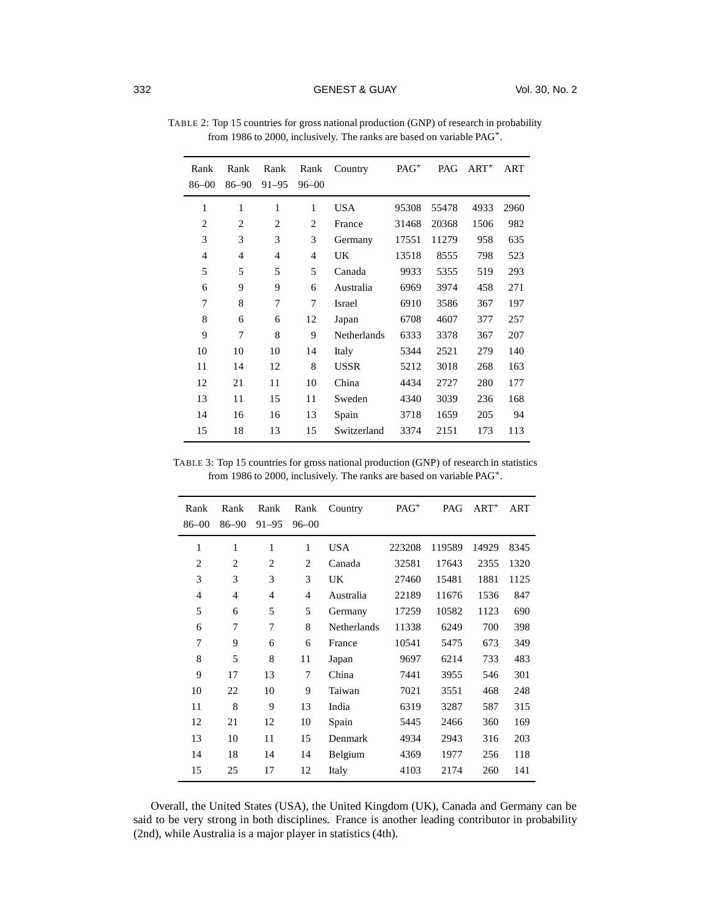TABLE 2: Top 15 countries for gross national production (GNP) of research in probability from 1986 to 2000, inclusively. The ranks are based on variable PAG*.

| Rank 86–00 | Rank 86–90 | Rank 91–95 | Rank 96–00 | Country | PAG* | PAG | ART* | ART |
|---|---|---|---|---|---|---|---|---|
| 1 | 1 | 1 | 1 | USA | 95308 | 55478 | 4933 | 2960 |
| 2 | 2 | 2 | 2 | France | 31468 | 20368 | 1506 | 982 |
| 3 | 3 | 3 | 3 | Germany | 17551 | 11279 | 958 | 635 |
| 4 | 4 | 4 | 4 | UK | 13518 | 8555 | 798 | 523 |
| 5 | 5 | 5 | 5 | Canada | 9933 | 5355 | 519 | 293 |
| 6 | 9 | 9 | 6 | Australia | 6969 | 3974 | 458 | 271 |
| 7 | 8 | 7 | 7 | Israel | 6910 | 3586 | 367 | 197 |
| 8 | 6 | 6 | 12 | Japan | 6708 | 4607 | 377 | 257 |
| 9 | 7 | 8 | 9 | Netherlands | 6333 | 3378 | 367 | 207 |
| 10 | 10 | 10 | 14 | Italy | 5344 | 2521 | 279 | 140 |
| 11 | 14 | 12 | 8 | USSR | 5212 | 3018 | 268 | 163 |
| 12 | 21 | 11 | 10 | China | 4434 | 2727 | 280 | 177 |
| 13 | 11 | 15 | 11 | Sweden | 4340 | 3039 | 236 | 168 |
| 14 | 16 | 16 | 13 | Spain | 3718 | 1659 | 205 | 94 |
| 15 | 18 | 13 | 15 | Switzerland | 3374 | 2151 | 173 | 113 |

TABLE 3: Top 15 countries for gross national production (GNP) of research in statistics from 1986 to 2000, inclusively. The ranks are based on variable PAG*.

| Rank 86–00 | Rank 86–90 | Rank 91–95 | Rank 96–00 | Country | PAG* | PAG | ART* | ART |
|---|---|---|---|---|---|---|---|---|
| 1 | 1 | 1 | 1 | USA | 223208 | 119589 | 14929 | 8345 |
| 2 | 2 | 2 | 2 | Canada | 32581 | 17643 | 2355 | 1320 |
| 3 | 3 | 3 | 3 | UK | 27460 | 15481 | 1881 | 1125 |
| 4 | 4 | 4 | 4 | Australia | 22189 | 11676 | 1536 | 847 |
| 5 | 6 | 5 | 5 | Germany | 17259 | 10582 | 1123 | 690 |
| 6 | 7 | 7 | 8 | Netherlands | 11338 | 6249 | 700 | 398 |
| 7 | 9 | 6 | 6 | France | 10541 | 5475 | 673 | 349 |
| 8 | 5 | 8 | 11 | Japan | 9697 | 6214 | 733 | 483 |
| 9 | 17 | 13 | 7 | China | 7441 | 3955 | 546 | 301 |
| 10 | 22 | 10 | 9 | Taiwan | 7021 | 3551 | 468 | 248 |
| 11 | 8 | 9 | 13 | India | 6319 | 3287 | 587 | 315 |
| 12 | 21 | 12 | 10 | Spain | 5445 | 2466 | 360 | 169 |
| 13 | 10 | 11 | 15 | Denmark | 4934 | 2943 | 316 | 203 |
| 14 | 18 | 14 | 14 | Belgium | 4369 | 1977 | 256 | 118 |
| 15 | 25 | 17 | 12 | Italy | 4103 | 2174 | 260 | 141 |

Overall, the United States (USA), the United Kingdom (UK), Canada and Germany can be said to be very strong in both disciplines. France is another leading contributor in probability (2nd), while Australia is a major player in statistics (4th).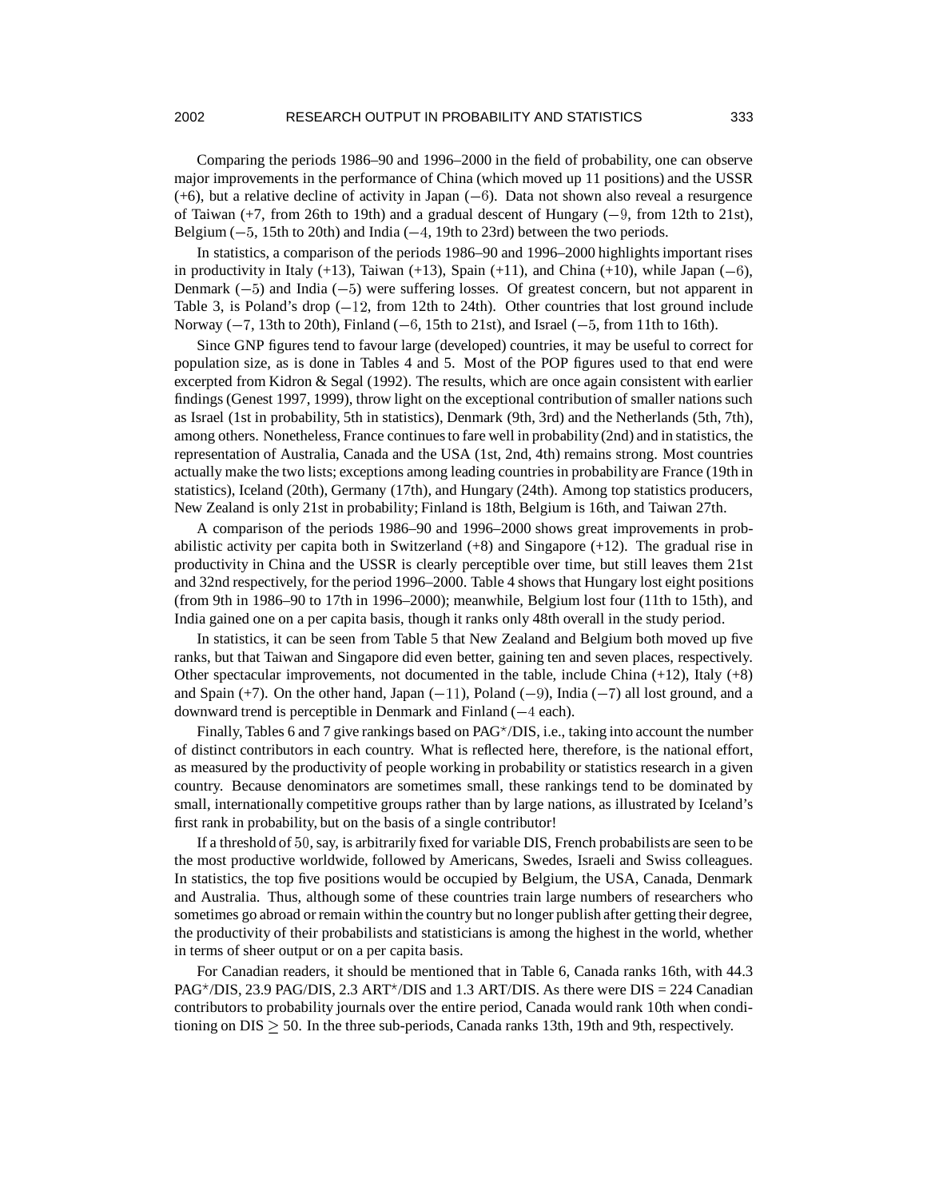Comparing the periods 1986–90 and 1996–2000 in the field of probability, one can observe major improvements in the performance of China (which moved up 11 positions) and the USSR (+6), but a relative decline of activity in Japan ($-6$). Data not shown also reveal a resurgence of Taiwan (+7, from 26th to 19th) and a gradual descent of Hungary ($-9$, from 12th to 21st), Belgium ($-5$, 15th to 20th) and India ($-4$, 19th to 23rd) between the two periods.

In statistics, a comparison of the periods 1986–90 and 1996–2000 highlights important rises in productivity in Italy (+13), Taiwan (+13), Spain (+11), and China (+10), while Japan ($-6$), Denmark ($-5$) and India ($-5$) were suffering losses. Of greatest concern, but not apparent in Table 3, is Poland's drop ($-12$, from 12th to 24th). Other countries that lost ground include Norway ($-7$, 13th to 20th), Finland ($-6$, 15th to 21st), and Israel ($-5$, from 11th to 16th).

Since GNP figures tend to favour large (developed) countries, it may be useful to correct for population size, as is done in Tables 4 and 5. Most of the POP figures used to that end were excerpted from Kidron & Segal (1992). The results, which are once again consistent with earlier findings (Genest 1997, 1999), throw light on the exceptional contribution of smaller nations such as Israel (1st in probability, 5th in statistics), Denmark (9th, 3rd) and the Netherlands (5th, 7th), among others. Nonetheless, France continues to fare well in probability (2nd) and in statistics, the representation of Australia, Canada and the USA (1st, 2nd, 4th) remains strong. Most countries actually make the two lists; exceptions among leading countries in probability are France (19th in statistics), Iceland (20th), Germany (17th), and Hungary (24th). Among top statistics producers, New Zealand is only 21st in probability; Finland is 18th, Belgium is 16th, and Taiwan 27th.

A comparison of the periods 1986–90 and 1996–2000 shows great improvements in probabilistic activity per capita both in Switzerland (+8) and Singapore (+12). The gradual rise in productivity in China and the USSR is clearly perceptible over time, but still leaves them 21st and 32nd respectively, for the period 1996–2000. Table 4 shows that Hungary lost eight positions (from 9th in 1986–90 to 17th in 1996–2000); meanwhile, Belgium lost four (11th to 15th), and India gained one on a per capita basis, though it ranks only 48th overall in the study period.

In statistics, it can be seen from Table 5 that New Zealand and Belgium both moved up five ranks, but that Taiwan and Singapore did even better, gaining ten and seven places, respectively. Other spectacular improvements, not documented in the table, include China (+12), Italy (+8) and Spain (+7). On the other hand, Japan ($-11$), Poland ($-9$), India ($-7$) all lost ground, and a downward trend is perceptible in Denmark and Finland ($-4$ each).

Finally, Tables 6 and 7 give rankings based on PAG*/DIS, i.e., taking into account the number of distinct contributors in each country. What is reflected here, therefore, is the national effort, as measured by the productivity of people working in probability or statistics research in a given country. Because denominators are sometimes small, these rankings tend to be dominated by small, internationally competitive groups rather than by large nations, as illustrated by Iceland's first rank in probability, but on the basis of a single contributor!

If a threshold of $50$, say, is arbitrarily fixed for variable DIS, French probabilists are seen to be the most productive worldwide, followed by Americans, Swedes, Israeli and Swiss colleagues. In statistics, the top five positions would be occupied by Belgium, the USA, Canada, Denmark and Australia. Thus, although some of these countries train large numbers of researchers who sometimes go abroad or remain within the country but no longer publish after getting their degree, the productivity of their probabilists and statisticians is among the highest in the world, whether in terms of sheer output or on a per capita basis.

For Canadian readers, it should be mentioned that in Table 6, Canada ranks 16th, with 44.3 PAG*/DIS, 23.9 PAG/DIS, 2.3 ART*/DIS and 1.3 ART/DIS. As there were DIS = 224 Canadian contributors to probability journals over the entire period, Canada would rank 10th when conditioning on DIS $\geq$ 50. In the three sub-periods, Canada ranks 13th, 19th and 9th, respectively.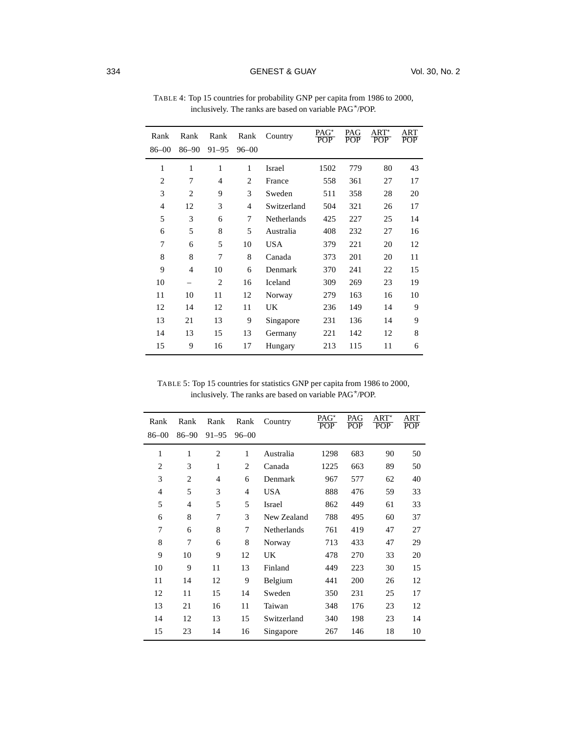TABLE 4: Top 15 countries for probability GNP per capita from 1986 to 2000, inclusively. The ranks are based on variable PAG*/POP.

| Rank 86–00 | Rank 86–90 | Rank 91–95 | Rank 96–00 | Country | $\frac{\text{PAG}^*}{\text{POP}}$ | $\frac{\text{PAG}}{\text{POP}}$ | $\frac{\text{ART}^*}{\text{POP}}$ | $\frac{\text{ART}}{\text{POP}}$ |
|---|---|---|---|---|---|---|---|---|
| 1 | 1 | 1 | 1 | Israel | 1502 | 779 | 80 | 43 |
| 2 | 7 | 4 | 2 | France | 558 | 361 | 27 | 17 |
| 3 | 2 | 9 | 3 | Sweden | 511 | 358 | 28 | 20 |
| 4 | 12 | 3 | 4 | Switzerland | 504 | 321 | 26 | 17 |
| 5 | 3 | 6 | 7 | Netherlands | 425 | 227 | 25 | 14 |
| 6 | 5 | 8 | 5 | Australia | 408 | 232 | 27 | 16 |
| 7 | 6 | 5 | 10 | USA | 379 | 221 | 20 | 12 |
| 8 | 8 | 7 | 8 | Canada | 373 | 201 | 20 | 11 |
| 9 | 4 | 10 | 6 | Denmark | 370 | 241 | 22 | 15 |
| 10 | – | 2 | 16 | Iceland | 309 | 269 | 23 | 19 |
| 11 | 10 | 11 | 12 | Norway | 279 | 163 | 16 | 10 |
| 12 | 14 | 12 | 11 | UK | 236 | 149 | 14 | 9 |
| 13 | 21 | 13 | 9 | Singapore | 231 | 136 | 14 | 9 |
| 14 | 13 | 15 | 13 | Germany | 221 | 142 | 12 | 8 |
| 15 | 9 | 16 | 17 | Hungary | 213 | 115 | 11 | 6 |

TABLE 5: Top 15 countries for statistics GNP per capita from 1986 to 2000, inclusively. The ranks are based on variable PAG*/POP.

| Rank 86–00 | Rank 86–90 | Rank 91–95 | Rank 96–00 | Country | $\frac{\text{PAG}^*}{\text{POP}}$ | $\frac{\text{PAG}}{\text{POP}}$ | $\frac{\text{ART}^*}{\text{POP}}$ | $\frac{\text{ART}}{\text{POP}}$ |
|---|---|---|---|---|---|---|---|---|
| 1 | 1 | 2 | 1 | Australia | 1298 | 683 | 90 | 50 |
| 2 | 3 | 1 | 2 | Canada | 1225 | 663 | 89 | 50 |
| 3 | 2 | 4 | 6 | Denmark | 967 | 577 | 62 | 40 |
| 4 | 5 | 3 | 4 | USA | 888 | 476 | 59 | 33 |
| 5 | 4 | 5 | 5 | Israel | 862 | 449 | 61 | 33 |
| 6 | 8 | 7 | 3 | New Zealand | 788 | 495 | 60 | 37 |
| 7 | 6 | 8 | 7 | Netherlands | 761 | 419 | 47 | 27 |
| 8 | 7 | 6 | 8 | Norway | 713 | 433 | 47 | 29 |
| 9 | 10 | 9 | 12 | UK | 478 | 270 | 33 | 20 |
| 10 | 9 | 11 | 13 | Finland | 449 | 223 | 30 | 15 |
| 11 | 14 | 12 | 9 | Belgium | 441 | 200 | 26 | 12 |
| 12 | 11 | 15 | 14 | Sweden | 350 | 231 | 25 | 17 |
| 13 | 21 | 16 | 11 | Taiwan | 348 | 176 | 23 | 12 |
| 14 | 12 | 13 | 15 | Switzerland | 340 | 198 | 23 | 14 |
| 15 | 23 | 14 | 16 | Singapore | 267 | 146 | 18 | 10 |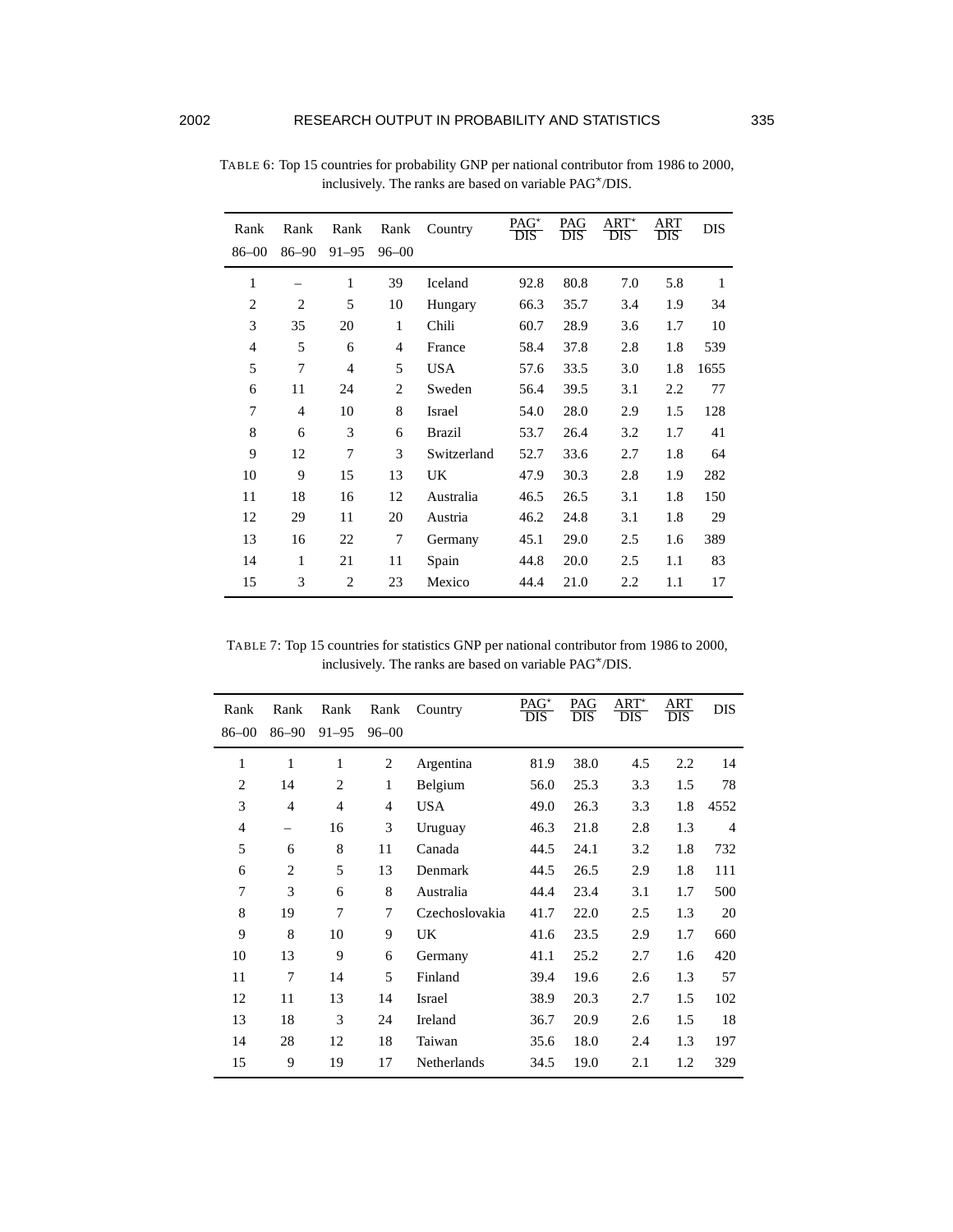TABLE 6: Top 15 countries for probability GNP per national contributor from 1986 to 2000, inclusively. The ranks are based on variable PAG*/DIS.

| Rank 86–00 | Rank 86–90 | Rank 91–95 | Rank 96–00 | Country | PAG*/DIS | PAG/DIS | ART*/DIS | ART/DIS | DIS |
|---|---|---|---|---|---|---|---|---|---|
| 1 | – | 1 | 39 | Iceland | 92.8 | 80.8 | 7.0 | 5.8 | 1 |
| 2 | 2 | 5 | 10 | Hungary | 66.3 | 35.7 | 3.4 | 1.9 | 34 |
| 3 | 35 | 20 | 1 | Chili | 60.7 | 28.9 | 3.6 | 1.7 | 10 |
| 4 | 5 | 6 | 4 | France | 58.4 | 37.8 | 2.8 | 1.8 | 539 |
| 5 | 7 | 4 | 5 | USA | 57.6 | 33.5 | 3.0 | 1.8 | 1655 |
| 6 | 11 | 24 | 2 | Sweden | 56.4 | 39.5 | 3.1 | 2.2 | 77 |
| 7 | 4 | 10 | 8 | Israel | 54.0 | 28.0 | 2.9 | 1.5 | 128 |
| 8 | 6 | 3 | 6 | Brazil | 53.7 | 26.4 | 3.2 | 1.7 | 41 |
| 9 | 12 | 7 | 3 | Switzerland | 52.7 | 33.6 | 2.7 | 1.8 | 64 |
| 10 | 9 | 15 | 13 | UK | 47.9 | 30.3 | 2.8 | 1.9 | 282 |
| 11 | 18 | 16 | 12 | Australia | 46.5 | 26.5 | 3.1 | 1.8 | 150 |
| 12 | 29 | 11 | 20 | Austria | 46.2 | 24.8 | 3.1 | 1.8 | 29 |
| 13 | 16 | 22 | 7 | Germany | 45.1 | 29.0 | 2.5 | 1.6 | 389 |
| 14 | 1 | 21 | 11 | Spain | 44.8 | 20.0 | 2.5 | 1.1 | 83 |
| 15 | 3 | 2 | 23 | Mexico | 44.4 | 21.0 | 2.2 | 1.1 | 17 |

TABLE 7: Top 15 countries for statistics GNP per national contributor from 1986 to 2000, inclusively. The ranks are based on variable PAG*/DIS.

| Rank 86–00 | Rank 86–90 | Rank 91–95 | Rank 96–00 | Country | PAG*/DIS | PAG/DIS | ART*/DIS | ART/DIS | DIS |
|---|---|---|---|---|---|---|---|---|---|
| 1 | 1 | 1 | 2 | Argentina | 81.9 | 38.0 | 4.5 | 2.2 | 14 |
| 2 | 14 | 2 | 1 | Belgium | 56.0 | 25.3 | 3.3 | 1.5 | 78 |
| 3 | 4 | 4 | 4 | USA | 49.0 | 26.3 | 3.3 | 1.8 | 4552 |
| 4 | – | 16 | 3 | Uruguay | 46.3 | 21.8 | 2.8 | 1.3 | 4 |
| 5 | 6 | 8 | 11 | Canada | 44.5 | 24.1 | 3.2 | 1.8 | 732 |
| 6 | 2 | 5 | 13 | Denmark | 44.5 | 26.5 | 2.9 | 1.8 | 111 |
| 7 | 3 | 6 | 8 | Australia | 44.4 | 23.4 | 3.1 | 1.7 | 500 |
| 8 | 19 | 7 | 7 | Czechoslovakia | 41.7 | 22.0 | 2.5 | 1.3 | 20 |
| 9 | 8 | 10 | 9 | UK | 41.6 | 23.5 | 2.9 | 1.7 | 660 |
| 10 | 13 | 9 | 6 | Germany | 41.1 | 25.2 | 2.7 | 1.6 | 420 |
| 11 | 7 | 14 | 5 | Finland | 39.4 | 19.6 | 2.6 | 1.3 | 57 |
| 12 | 11 | 13 | 14 | Israel | 38.9 | 20.3 | 2.7 | 1.5 | 102 |
| 13 | 18 | 3 | 24 | Ireland | 36.7 | 20.9 | 2.6 | 1.5 | 18 |
| 14 | 28 | 12 | 18 | Taiwan | 35.6 | 18.0 | 2.4 | 1.3 | 197 |
| 15 | 9 | 19 | 17 | Netherlands | 34.5 | 19.0 | 2.1 | 1.2 | 329 |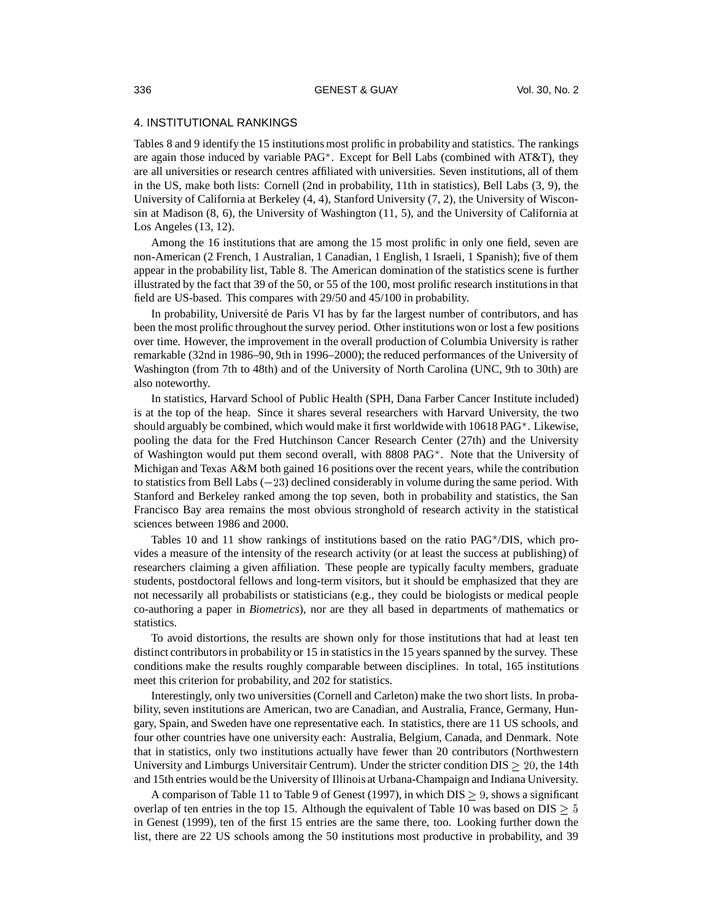## 4. INSTITUTIONAL RANKINGS

Tables 8 and 9 identify the 15 institutions most prolific in probability and statistics. The rankings are again those induced by variable PAG*. Except for Bell Labs (combined with AT&T), they are all universities or research centres affiliated with universities. Seven institutions, all of them in the US, make both lists: Cornell (2nd in probability, 11th in statistics), Bell Labs (3, 9), the University of California at Berkeley (4, 4), Stanford University (7, 2), the University of Wisconsin at Madison (8, 6), the University of Washington (11, 5), and the University of California at Los Angeles (13, 12).

Among the 16 institutions that are among the 15 most prolific in only one field, seven are non-American (2 French, 1 Australian, 1 Canadian, 1 English, 1 Israeli, 1 Spanish); five of them appear in the probability list, Table 8. The American domination of the statistics scene is further illustrated by the fact that 39 of the 50, or 55 of the 100, most prolific research institutions in that field are US-based. This compares with 29/50 and 45/100 in probability.

In probability, Université de Paris VI has by far the largest number of contributors, and has been the most prolific throughout the survey period. Other institutions won or lost a few positions over time. However, the improvement in the overall production of Columbia University is rather remarkable (32nd in 1986–90, 9th in 1996–2000); the reduced performances of the University of Washington (from 7th to 48th) and of the University of North Carolina (UNC, 9th to 30th) are also noteworthy.

In statistics, Harvard School of Public Health (SPH, Dana Farber Cancer Institute included) is at the top of the heap. Since it shares several researchers with Harvard University, the two should arguably be combined, which would make it first worldwide with 10618 PAG*. Likewise, pooling the data for the Fred Hutchinson Cancer Research Center (27th) and the University of Washington would put them second overall, with 8808 PAG*. Note that the University of Michigan and Texas A&M both gained 16 positions over the recent years, while the contribution to statistics from Bell Labs ($-23$) declined considerably in volume during the same period. With Stanford and Berkeley ranked among the top seven, both in probability and statistics, the San Francisco Bay area remains the most obvious stronghold of research activity in the statistical sciences between 1986 and 2000.

Tables 10 and 11 show rankings of institutions based on the ratio PAG*/DIS, which provides a measure of the intensity of the research activity (or at least the success at publishing) of researchers claiming a given affiliation. These people are typically faculty members, graduate students, postdoctoral fellows and long-term visitors, but it should be emphasized that they are not necessarily all probabilists or statisticians (e.g., they could be biologists or medical people co-authoring a paper in *Biometrics*), nor are they all based in departments of mathematics or statistics.

To avoid distortions, the results are shown only for those institutions that had at least ten distinct contributors in probability or 15 in statistics in the 15 years spanned by the survey. These conditions make the results roughly comparable between disciplines. In total, 165 institutions meet this criterion for probability, and 202 for statistics.

Interestingly, only two universities (Cornell and Carleton) make the two short lists. In probability, seven institutions are American, two are Canadian, and Australia, France, Germany, Hungary, Spain, and Sweden have one representative each. In statistics, there are 11 US schools, and four other countries have one university each: Australia, Belgium, Canada, and Denmark. Note that in statistics, only two institutions actually have fewer than 20 contributors (Northwestern University and Limburgs Universitair Centrum). Under the stricter condition DIS $\geq 20$, the 14th and 15th entries would be the University of Illinois at Urbana-Champaign and Indiana University.

A comparison of Table 11 to Table 9 of Genest (1997), in which DIS $\geq 9$, shows a significant overlap of ten entries in the top 15. Although the equivalent of Table 10 was based on DIS $\geq 5$ in Genest (1999), ten of the first 15 entries are the same there, too. Looking further down the list, there are 22 US schools among the 50 institutions most productive in probability, and 39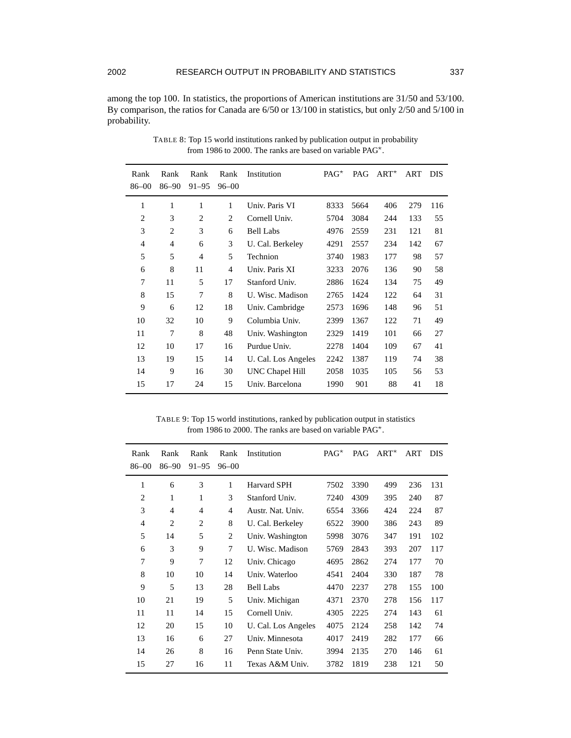among the top 100. In statistics, the proportions of American institutions are 31/50 and 53/100. By comparison, the ratios for Canada are 6/50 or 13/100 in statistics, but only 2/50 and 5/100 in probability.

TABLE 8: Top 15 world institutions ranked by publication output in probability from 1986 to 2000. The ranks are based on variable PAG$^{\star}$.

| Rank 86–00 | Rank 86–90 | Rank 91–95 | Rank 96–00 | Institution | PAG$^{\star}$ | PAG | ART$^{\star}$ | ART | DIS |
|---|---|---|---|---|---|---|---|---|---|
| 1 | 1 | 1 | 1 | Univ. Paris VI | 8333 | 5664 | 406 | 279 | 116 |
| 2 | 3 | 2 | 2 | Cornell Univ. | 5704 | 3084 | 244 | 133 | 55 |
| 3 | 2 | 3 | 6 | Bell Labs | 4976 | 2559 | 231 | 121 | 81 |
| 4 | 4 | 6 | 3 | U. Cal. Berkeley | 4291 | 2557 | 234 | 142 | 67 |
| 5 | 5 | 4 | 5 | Technion | 3740 | 1983 | 177 | 98 | 57 |
| 6 | 8 | 11 | 4 | Univ. Paris XI | 3233 | 2076 | 136 | 90 | 58 |
| 7 | 11 | 5 | 17 | Stanford Univ. | 2886 | 1624 | 134 | 75 | 49 |
| 8 | 15 | 7 | 8 | U. Wisc. Madison | 2765 | 1424 | 122 | 64 | 31 |
| 9 | 6 | 12 | 18 | Univ. Cambridge | 2573 | 1696 | 148 | 96 | 51 |
| 10 | 32 | 10 | 9 | Columbia Univ. | 2399 | 1367 | 122 | 71 | 49 |
| 11 | 7 | 8 | 48 | Univ. Washington | 2329 | 1419 | 101 | 66 | 27 |
| 12 | 10 | 17 | 16 | Purdue Univ. | 2278 | 1404 | 109 | 67 | 41 |
| 13 | 19 | 15 | 14 | U. Cal. Los Angeles | 2242 | 1387 | 119 | 74 | 38 |
| 14 | 9 | 16 | 30 | UNC Chapel Hill | 2058 | 1035 | 105 | 56 | 53 |
| 15 | 17 | 24 | 15 | Univ. Barcelona | 1990 | 901 | 88 | 41 | 18 |

TABLE 9: Top 15 world institutions, ranked by publication output in statistics from 1986 to 2000. The ranks are based on variable PAG$^{\star}$.

| Rank 86–00 | Rank 86–90 | Rank 91–95 | Rank 96–00 | Institution | PAG$^{\star}$ | PAG | ART$^{\star}$ | ART | DIS |
|---|---|---|---|---|---|---|---|---|---|
| 1 | 6 | 3 | 1 | Harvard SPH | 7502 | 3390 | 499 | 236 | 131 |
| 2 | 1 | 1 | 3 | Stanford Univ. | 7240 | 4309 | 395 | 240 | 87 |
| 3 | 4 | 4 | 4 | Austr. Nat. Univ. | 6554 | 3366 | 424 | 224 | 87 |
| 4 | 2 | 2 | 8 | U. Cal. Berkeley | 6522 | 3900 | 386 | 243 | 89 |
| 5 | 14 | 5 | 2 | Univ. Washington | 5998 | 3076 | 347 | 191 | 102 |
| 6 | 3 | 9 | 7 | U. Wisc. Madison | 5769 | 2843 | 393 | 207 | 117 |
| 7 | 9 | 7 | 12 | Univ. Chicago | 4695 | 2862 | 274 | 177 | 70 |
| 8 | 10 | 10 | 14 | Univ. Waterloo | 4541 | 2404 | 330 | 187 | 78 |
| 9 | 5 | 13 | 28 | Bell Labs | 4470 | 2237 | 278 | 155 | 100 |
| 10 | 21 | 19 | 5 | Univ. Michigan | 4371 | 2370 | 278 | 156 | 117 |
| 11 | 11 | 14 | 15 | Cornell Univ. | 4305 | 2225 | 274 | 143 | 61 |
| 12 | 20 | 15 | 10 | U. Cal. Los Angeles | 4075 | 2124 | 258 | 142 | 74 |
| 13 | 16 | 6 | 27 | Univ. Minnesota | 4017 | 2419 | 282 | 177 | 66 |
| 14 | 26 | 8 | 16 | Penn State Univ. | 3994 | 2135 | 270 | 146 | 61 |
| 15 | 27 | 16 | 11 | Texas A&M Univ. | 3782 | 1819 | 238 | 121 | 50 |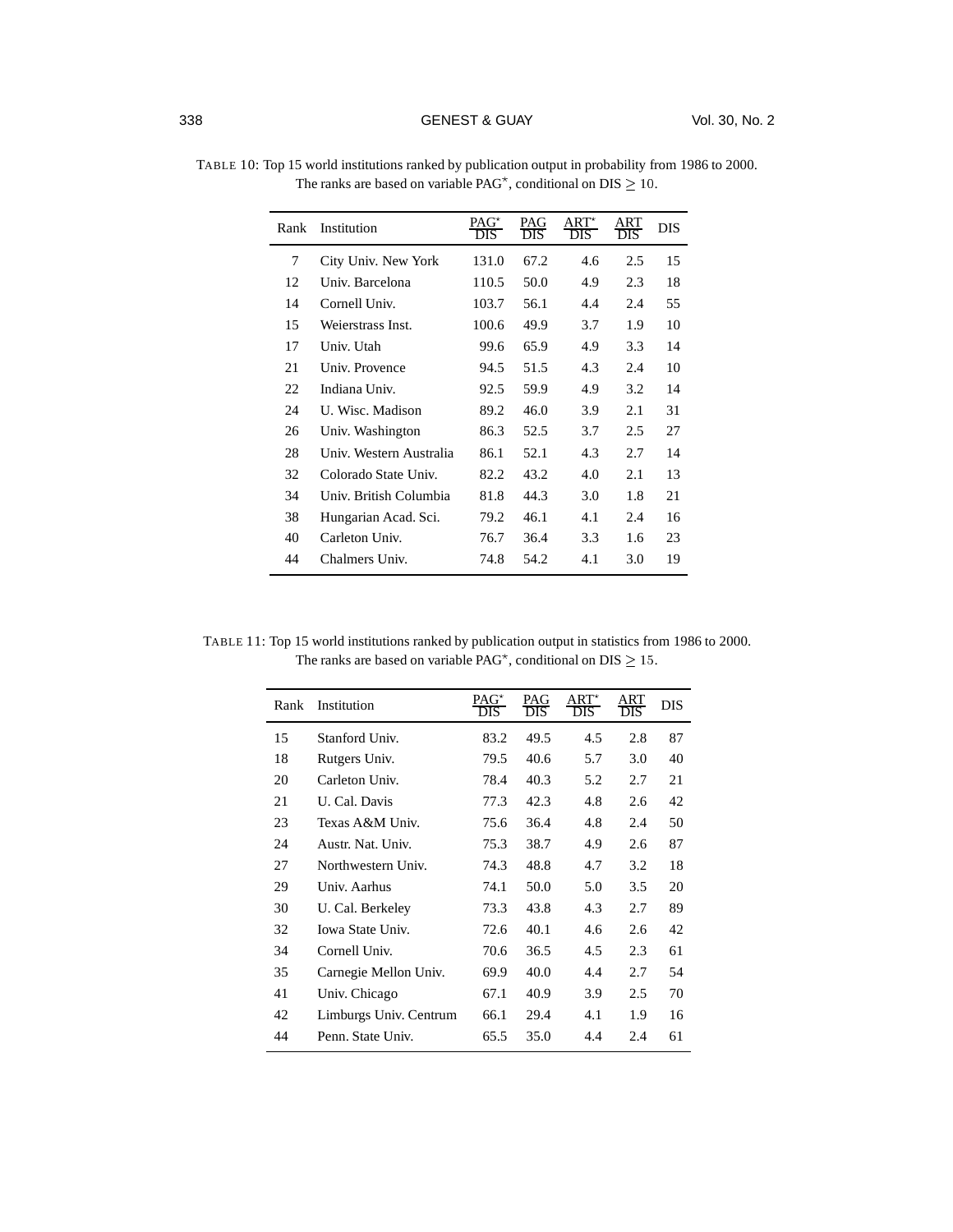TABLE 10: Top 15 world institutions ranked by publication output in probability from 1986 to 2000. The ranks are based on variable PAG*, conditional on DIS $\geq 10$.

| Rank | Institution | $\frac{\text{PAG}^*}{\text{DIS}}$ | $\frac{\text{PAG}}{\text{DIS}}$ | $\frac{\text{ART}^*}{\text{DIS}}$ | $\frac{\text{ART}}{\text{DIS}}$ | DIS |
|---|---|---|---|---|---|---|
| 7 | City Univ. New York | 131.0 | 67.2 | 4.6 | 2.5 | 15 |
| 12 | Univ. Barcelona | 110.5 | 50.0 | 4.9 | 2.3 | 18 |
| 14 | Cornell Univ. | 103.7 | 56.1 | 4.4 | 2.4 | 55 |
| 15 | Weierstrass Inst. | 100.6 | 49.9 | 3.7 | 1.9 | 10 |
| 17 | Univ. Utah | 99.6 | 65.9 | 4.9 | 3.3 | 14 |
| 21 | Univ. Provence | 94.5 | 51.5 | 4.3 | 2.4 | 10 |
| 22 | Indiana Univ. | 92.5 | 59.9 | 4.9 | 3.2 | 14 |
| 24 | U. Wisc. Madison | 89.2 | 46.0 | 3.9 | 2.1 | 31 |
| 26 | Univ. Washington | 86.3 | 52.5 | 3.7 | 2.5 | 27 |
| 28 | Univ. Western Australia | 86.1 | 52.1 | 4.3 | 2.7 | 14 |
| 32 | Colorado State Univ. | 82.2 | 43.2 | 4.0 | 2.1 | 13 |
| 34 | Univ. British Columbia | 81.8 | 44.3 | 3.0 | 1.8 | 21 |
| 38 | Hungarian Acad. Sci. | 79.2 | 46.1 | 4.1 | 2.4 | 16 |
| 40 | Carleton Univ. | 76.7 | 36.4 | 3.3 | 1.6 | 23 |
| 44 | Chalmers Univ. | 74.8 | 54.2 | 4.1 | 3.0 | 19 |

TABLE 11: Top 15 world institutions ranked by publication output in statistics from 1986 to 2000. The ranks are based on variable PAG*, conditional on DIS $\geq 15$.

| Rank | Institution | $\frac{\text{PAG}^*}{\text{DIS}}$ | $\frac{\text{PAG}}{\text{DIS}}$ | $\frac{\text{ART}^*}{\text{DIS}}$ | $\frac{\text{ART}}{\text{DIS}}$ | DIS |
|---|---|---|---|---|---|---|
| 15 | Stanford Univ. | 83.2 | 49.5 | 4.5 | 2.8 | 87 |
| 18 | Rutgers Univ. | 79.5 | 40.6 | 5.7 | 3.0 | 40 |
| 20 | Carleton Univ. | 78.4 | 40.3 | 5.2 | 2.7 | 21 |
| 21 | U. Cal. Davis | 77.3 | 42.3 | 4.8 | 2.6 | 42 |
| 23 | Texas A&M Univ. | 75.6 | 36.4 | 4.8 | 2.4 | 50 |
| 24 | Austr. Nat. Univ. | 75.3 | 38.7 | 4.9 | 2.6 | 87 |
| 27 | Northwestern Univ. | 74.3 | 48.8 | 4.7 | 3.2 | 18 |
| 29 | Univ. Aarhus | 74.1 | 50.0 | 5.0 | 3.5 | 20 |
| 30 | U. Cal. Berkeley | 73.3 | 43.8 | 4.3 | 2.7 | 89 |
| 32 | Iowa State Univ. | 72.6 | 40.1 | 4.6 | 2.6 | 42 |
| 34 | Cornell Univ. | 70.6 | 36.5 | 4.5 | 2.3 | 61 |
| 35 | Carnegie Mellon Univ. | 69.9 | 40.0 | 4.4 | 2.7 | 54 |
| 41 | Univ. Chicago | 67.1 | 40.9 | 3.9 | 2.5 | 70 |
| 42 | Limburgs Univ. Centrum | 66.1 | 29.4 | 4.1 | 1.9 | 16 |
| 44 | Penn. State Univ. | 65.5 | 35.0 | 4.4 | 2.4 | 61 |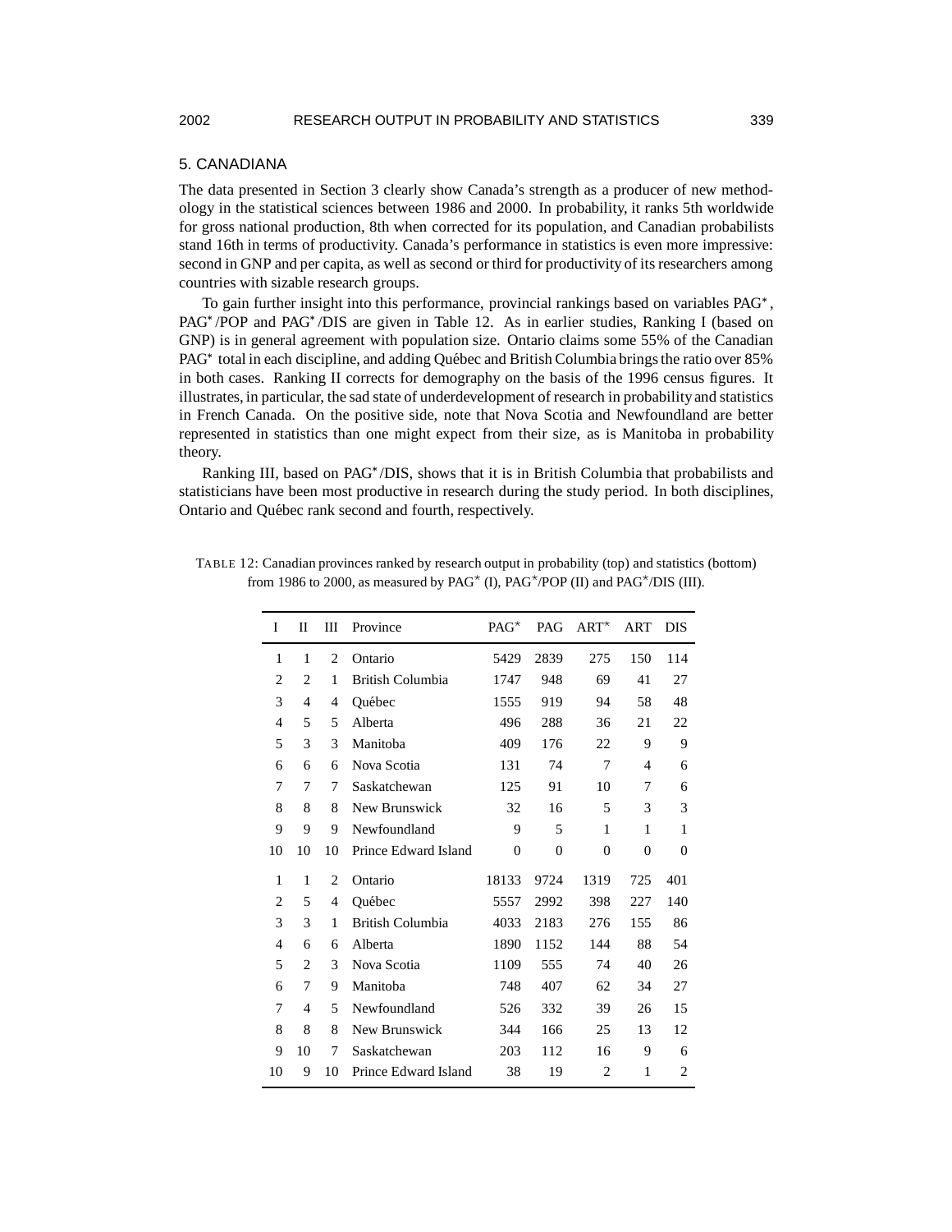## 5. CANADIANA

The data presented in Section 3 clearly show Canada's strength as a producer of new methodology in the statistical sciences between 1986 and 2000. In probability, it ranks 5th worldwide for gross national production, 8th when corrected for its population, and Canadian probabilists stand 16th in terms of productivity. Canada's performance in statistics is even more impressive: second in GNP and per capita, as well as second or third for productivity of its researchers among countries with sizable research groups.

To gain further insight into this performance, provincial rankings based on variables PAG*, PAG*/POP and PAG*/DIS are given in Table 12. As in earlier studies, Ranking I (based on GNP) is in general agreement with population size. Ontario claims some 55% of the Canadian PAG* total in each discipline, and adding Québec and British Columbia brings the ratio over 85% in both cases. Ranking II corrects for demography on the basis of the 1996 census figures. It illustrates, in particular, the sad state of underdevelopment of research in probability and statistics in French Canada. On the positive side, note that Nova Scotia and Newfoundland are better represented in statistics than one might expect from their size, as is Manitoba in probability theory.

Ranking III, based on PAG*/DIS, shows that it is in British Columbia that probabilists and statisticians have been most productive in research during the study period. In both disciplines, Ontario and Québec rank second and fourth, respectively.

TABLE 12: Canadian provinces ranked by research output in probability (top) and statistics (bottom) from 1986 to 2000, as measured by PAG* (I), PAG*/POP (II) and PAG*/DIS (III).

| I | II | III | Province | PAG* | PAG | ART* | ART | DIS |
|---|---|---|---|---|---|---|---|---|
| 1 | 1 | 2 | Ontario | 5429 | 2839 | 275 | 150 | 114 |
| 2 | 2 | 1 | British Columbia | 1747 | 948 | 69 | 41 | 27 |
| 3 | 4 | 4 | Québec | 1555 | 919 | 94 | 58 | 48 |
| 4 | 5 | 5 | Alberta | 496 | 288 | 36 | 21 | 22 |
| 5 | 3 | 3 | Manitoba | 409 | 176 | 22 | 9 | 9 |
| 6 | 6 | 6 | Nova Scotia | 131 | 74 | 7 | 4 | 6 |
| 7 | 7 | 7 | Saskatchewan | 125 | 91 | 10 | 7 | 6 |
| 8 | 8 | 8 | New Brunswick | 32 | 16 | 5 | 3 | 3 |
| 9 | 9 | 9 | Newfoundland | 9 | 5 | 1 | 1 | 1 |
| 10 | 10 | 10 | Prince Edward Island | 0 | 0 | 0 | 0 | 0 |
| 1 | 1 | 2 | Ontario | 18133 | 9724 | 1319 | 725 | 401 |
| 2 | 5 | 4 | Québec | 5557 | 2992 | 398 | 227 | 140 |
| 3 | 3 | 1 | British Columbia | 4033 | 2183 | 276 | 155 | 86 |
| 4 | 6 | 6 | Alberta | 1890 | 1152 | 144 | 88 | 54 |
| 5 | 2 | 3 | Nova Scotia | 1109 | 555 | 74 | 40 | 26 |
| 6 | 7 | 9 | Manitoba | 748 | 407 | 62 | 34 | 27 |
| 7 | 4 | 5 | Newfoundland | 526 | 332 | 39 | 26 | 15 |
| 8 | 8 | 8 | New Brunswick | 344 | 166 | 25 | 13 | 12 |
| 9 | 10 | 7 | Saskatchewan | 203 | 112 | 16 | 9 | 6 |
| 10 | 9 | 10 | Prince Edward Island | 38 | 19 | 2 | 1 | 2 |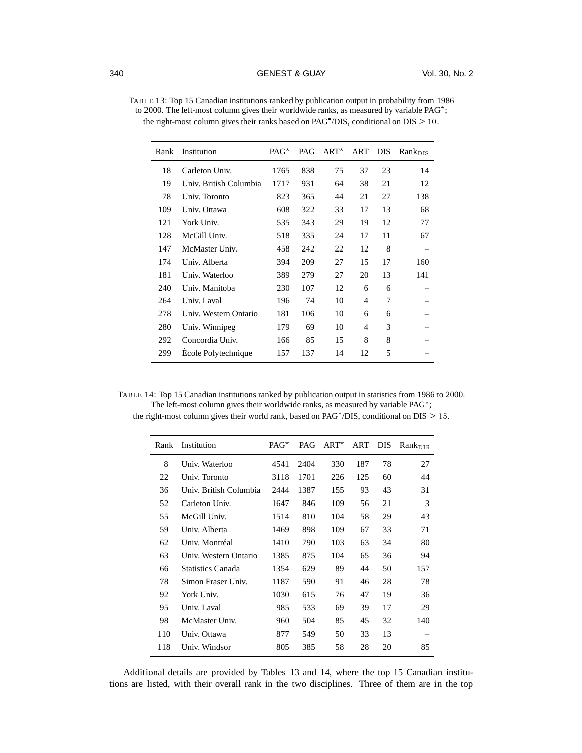TABLE 13: Top 15 Canadian institutions ranked by publication output in probability from 1986 to 2000. The left-most column gives their worldwide ranks, as measured by variable PAG*; the right-most column gives their ranks based on PAG*/DIS, conditional on DIS $\geq 10$.

| Rank | Institution | PAG* | PAG | ART* | ART | DIS | $\text{Rank}_{\text{DIS}}$ |
|---|---|---|---|---|---|---|---|
| 18 | Carleton Univ. | 1765 | 838 | 75 | 37 | 23 | 14 |
| 19 | Univ. British Columbia | 1717 | 931 | 64 | 38 | 21 | 12 |
| 78 | Univ. Toronto | 823 | 365 | 44 | 21 | 27 | 138 |
| 109 | Univ. Ottawa | 608 | 322 | 33 | 17 | 13 | 68 |
| 121 | York Univ. | 535 | 343 | 29 | 19 | 12 | 77 |
| 128 | McGill Univ. | 518 | 335 | 24 | 17 | 11 | 67 |
| 147 | McMaster Univ. | 458 | 242 | 22 | 12 | 8 | – |
| 174 | Univ. Alberta | 394 | 209 | 27 | 15 | 17 | 160 |
| 181 | Univ. Waterloo | 389 | 279 | 27 | 20 | 13 | 141 |
| 240 | Univ. Manitoba | 230 | 107 | 12 | 6 | 6 | – |
| 264 | Univ. Laval | 196 | 74 | 10 | 4 | 7 | – |
| 278 | Univ. Western Ontario | 181 | 106 | 10 | 6 | 6 | – |
| 280 | Univ. Winnipeg | 179 | 69 | 10 | 4 | 3 | – |
| 292 | Concordia Univ. | 166 | 85 | 15 | 8 | 8 | – |
| 299 | École Polytechnique | 157 | 137 | 14 | 12 | 5 | – |

TABLE 14: Top 15 Canadian institutions ranked by publication output in statistics from 1986 to 2000. The left-most column gives their worldwide ranks, as measured by variable PAG*; the right-most column gives their world rank, based on PAG*/DIS, conditional on DIS $\geq 15$.

| Rank | Institution | PAG* | PAG | ART* | ART | DIS | $\text{Rank}_{\text{DIS}}$ |
|---|---|---|---|---|---|---|---|
| 8 | Univ. Waterloo | 4541 | 2404 | 330 | 187 | 78 | 27 |
| 22 | Univ. Toronto | 3118 | 1701 | 226 | 125 | 60 | 44 |
| 36 | Univ. British Columbia | 2444 | 1387 | 155 | 93 | 43 | 31 |
| 52 | Carleton Univ. | 1647 | 846 | 109 | 56 | 21 | 3 |
| 55 | McGill Univ. | 1514 | 810 | 104 | 58 | 29 | 43 |
| 59 | Univ. Alberta | 1469 | 898 | 109 | 67 | 33 | 71 |
| 62 | Univ. Montréal | 1410 | 790 | 103 | 63 | 34 | 80 |
| 63 | Univ. Western Ontario | 1385 | 875 | 104 | 65 | 36 | 94 |
| 66 | Statistics Canada | 1354 | 629 | 89 | 44 | 50 | 157 |
| 78 | Simon Fraser Univ. | 1187 | 590 | 91 | 46 | 28 | 78 |
| 92 | York Univ. | 1030 | 615 | 76 | 47 | 19 | 36 |
| 95 | Univ. Laval | 985 | 533 | 69 | 39 | 17 | 29 |
| 98 | McMaster Univ. | 960 | 504 | 85 | 45 | 32 | 140 |
| 110 | Univ. Ottawa | 877 | 549 | 50 | 33 | 13 | – |
| 118 | Univ. Windsor | 805 | 385 | 58 | 28 | 20 | 85 |

Additional details are provided by Tables 13 and 14, where the top 15 Canadian institutions are listed, with their overall rank in the two disciplines. Three of them are in the top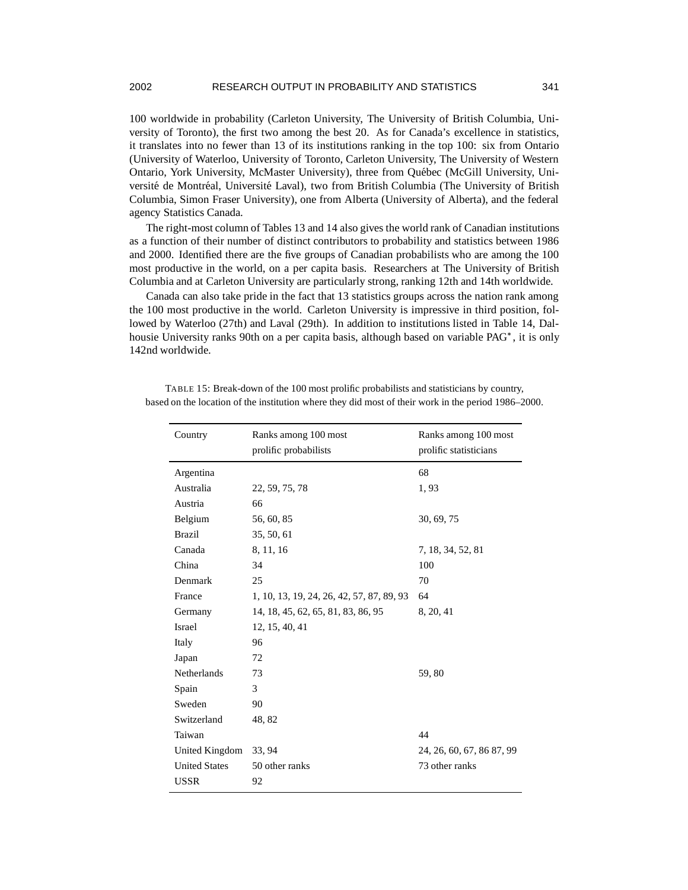100 worldwide in probability (Carleton University, The University of British Columbia, University of Toronto), the first two among the best 20. As for Canada's excellence in statistics, it translates into no fewer than 13 of its institutions ranking in the top 100: six from Ontario (University of Waterloo, University of Toronto, Carleton University, The University of Western Ontario, York University, McMaster University), three from Québec (McGill University, Université de Montréal, Université Laval), two from British Columbia (The University of British Columbia, Simon Fraser University), one from Alberta (University of Alberta), and the federal agency Statistics Canada.

The right-most column of Tables 13 and 14 also gives the world rank of Canadian institutions as a function of their number of distinct contributors to probability and statistics between 1986 and 2000. Identified there are the five groups of Canadian probabilists who are among the 100 most productive in the world, on a per capita basis. Researchers at The University of British Columbia and at Carleton University are particularly strong, ranking 12th and 14th worldwide.

Canada can also take pride in the fact that 13 statistics groups across the nation rank among the 100 most productive in the world. Carleton University is impressive in third position, followed by Waterloo (27th) and Laval (29th). In addition to institutions listed in Table 14, Dalhousie University ranks 90th on a per capita basis, although based on variable PAG*, it is only 142nd worldwide.

TABLE 15: Break-down of the 100 most prolific probabilists and statisticians by country, based on the location of the institution where they did most of their work in the period 1986–2000.

| Country | Ranks among 100 most prolific probabilists | Ranks among 100 most prolific statisticians |
|---|---|---|
| Argentina | | 68 |
| Australia | 22, 59, 75, 78 | 1, 93 |
| Austria | 66 | |
| Belgium | 56, 60, 85 | 30, 69, 75 |
| Brazil | 35, 50, 61 | |
| Canada | 8, 11, 16 | 7, 18, 34, 52, 81 |
| China | 34 | 100 |
| Denmark | 25 | 70 |
| France | 1, 10, 13, 19, 24, 26, 42, 57, 87, 89, 93 | 64 |
| Germany | 14, 18, 45, 62, 65, 81, 83, 86, 95 | 8, 20, 41 |
| Israel | 12, 15, 40, 41 | |
| Italy | 96 | |
| Japan | 72 | |
| Netherlands | 73 | 59, 80 |
| Spain | 3 | |
| Sweden | 90 | |
| Switzerland | 48, 82 | |
| Taiwan | | 44 |
| United Kingdom | 33, 94 | 24, 26, 60, 67, 86 87, 99 |
| United States | 50 other ranks | 73 other ranks |
| USSR | 92 | |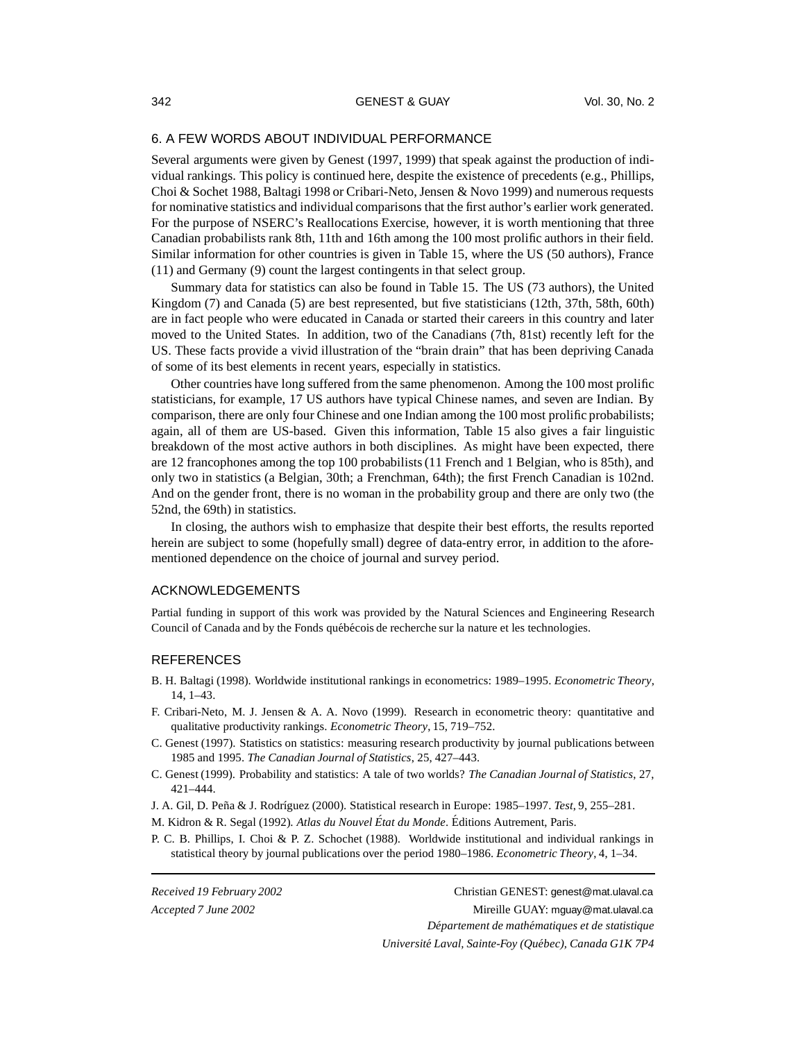## 6. A FEW WORDS ABOUT INDIVIDUAL PERFORMANCE

Several arguments were given by Genest (1997, 1999) that speak against the production of individual rankings. This policy is continued here, despite the existence of precedents (e.g., Phillips, Choi & Sochet 1988, Baltagi 1998 or Cribari-Neto, Jensen & Novo 1999) and numerous requests for nominative statistics and individual comparisons that the first author's earlier work generated. For the purpose of NSERC's Reallocations Exercise, however, it is worth mentioning that three Canadian probabilists rank 8th, 11th and 16th among the 100 most prolific authors in their field. Similar information for other countries is given in Table 15, where the US (50 authors), France (11) and Germany (9) count the largest contingents in that select group.

Summary data for statistics can also be found in Table 15. The US (73 authors), the United Kingdom (7) and Canada (5) are best represented, but five statisticians (12th, 37th, 58th, 60th) are in fact people who were educated in Canada or started their careers in this country and later moved to the United States. In addition, two of the Canadians (7th, 81st) recently left for the US. These facts provide a vivid illustration of the "brain drain" that has been depriving Canada of some of its best elements in recent years, especially in statistics.

Other countries have long suffered from the same phenomenon. Among the 100 most prolific statisticians, for example, 17 US authors have typical Chinese names, and seven are Indian. By comparison, there are only four Chinese and one Indian among the 100 most prolific probabilists; again, all of them are US-based. Given this information, Table 15 also gives a fair linguistic breakdown of the most active authors in both disciplines. As might have been expected, there are 12 francophones among the top 100 probabilists (11 French and 1 Belgian, who is 85th), and only two in statistics (a Belgian, 30th; a Frenchman, 64th); the first French Canadian is 102nd. And on the gender front, there is no woman in the probability group and there are only two (the 52nd, the 69th) in statistics.

In closing, the authors wish to emphasize that despite their best efforts, the results reported herein are subject to some (hopefully small) degree of data-entry error, in addition to the aforementioned dependence on the choice of journal and survey period.

## ACKNOWLEDGEMENTS

Partial funding in support of this work was provided by the Natural Sciences and Engineering Research Council of Canada and by the Fonds québécois de recherche sur la nature et les technologies.

## REFERENCES

B. H. Baltagi (1998). Worldwide institutional rankings in econometrics: 1989–1995. *Econometric Theory*, 14, 1–43.

F. Cribari-Neto, M. J. Jensen & A. A. Novo (1999). Research in econometric theory: quantitative and qualitative productivity rankings. *Econometric Theory*, 15, 719–752.

C. Genest (1997). Statistics on statistics: measuring research productivity by journal publications between 1985 and 1995. *The Canadian Journal of Statistics*, 25, 427–443.

C. Genest (1999). Probability and statistics: A tale of two worlds? *The Canadian Journal of Statistics*, 27, 421–444.

J. A. Gil, D. Peña & J. Rodríguez (2000). Statistical research in Europe: 1985–1997. *Test*, 9, 255–281.

M. Kidron & R. Segal (1992). *Atlas du Nouvel État du Monde*. Éditions Autrement, Paris.

P. C. B. Phillips, I. Choi & P. Z. Schochet (1988). Worldwide institutional and individual rankings in statistical theory by journal publications over the period 1980–1986. *Econometric Theory*, 4, 1–34.

---

*Received 19 February 2002*
*Accepted 7 June 2002*

Christian GENEST: genest@mat.ulaval.ca
Mireille GUAY: mguay@mat.ulaval.ca
*Département de mathématiques et de statistique*
*Université Laval, Sainte-Foy (Québec), Canada G1K 7P4*